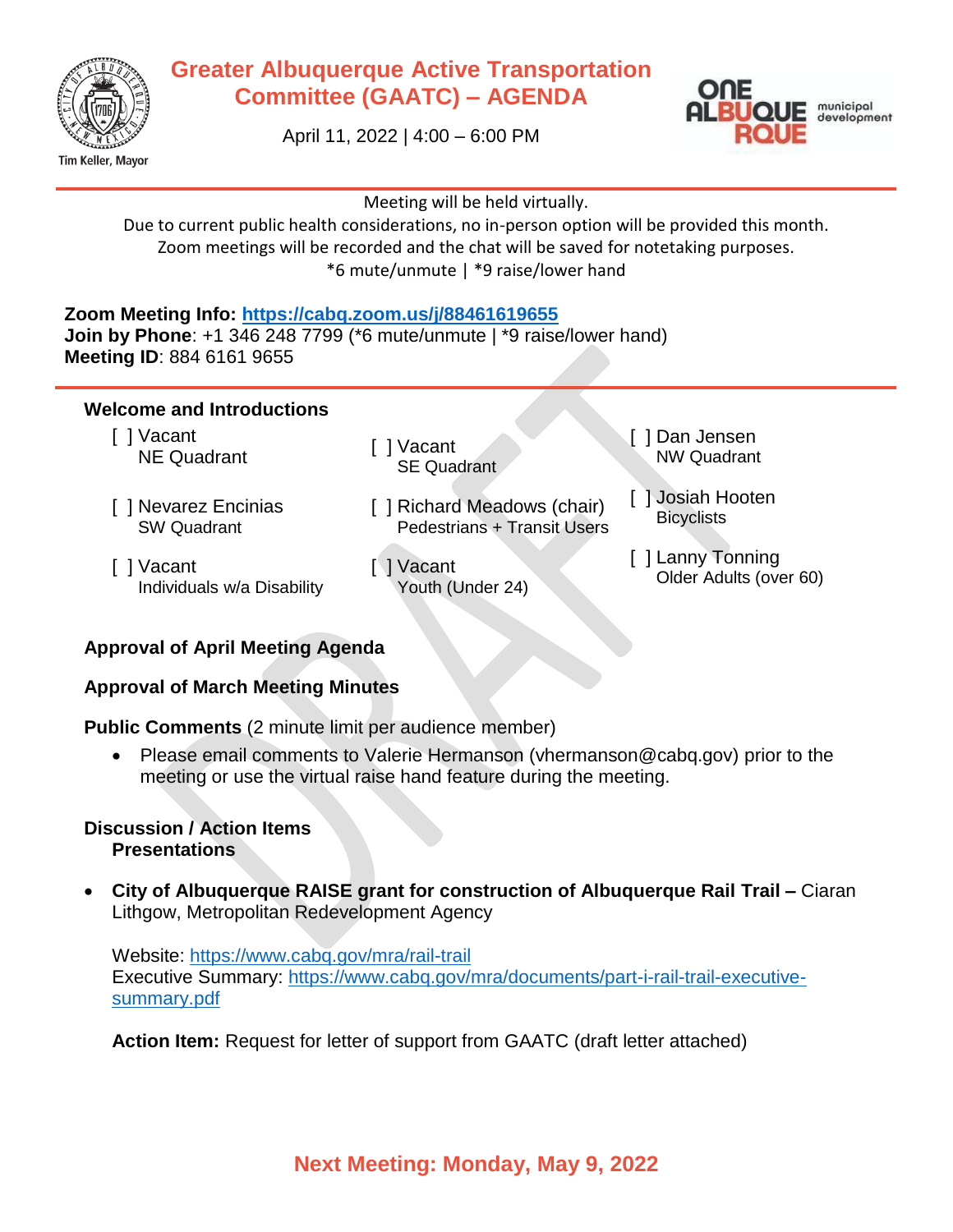# Greater Albuquerque Active Transportation Committee (GAATC) – AGENDA

April 11, 2022 | 4:00 – 6:00 PM

Tim Keller, Mayor

ONE ALBUQUERQUE municipal development

Meeting will be held virtually.
Due to current public health considerations, no in-person option will be provided this month.
Zoom meetings will be recorded and the chat will be saved for notetaking purposes.
*6 mute/unmute | *9 raise/lower hand

**Zoom Meeting Info:** https://cabq.zoom.us/j/88461619655
**Join by Phone**: +1 346 248 7799 (*6 mute/unmute | *9 raise/lower hand)
**Meeting ID**: 884 6161 9655

## Welcome and Introductions

- [ ] Vacant — NE Quadrant
- [ ] Nevarez Encinias — SW Quadrant
- [ ] Vacant — Individuals w/a Disability
- [ ] Vacant — SE Quadrant
- [ ] Richard Meadows (chair) — Pedestrians + Transit Users
- [ ] Vacant — Youth (Under 24)
- [ ] Dan Jensen — NW Quadrant
- [ ] Josiah Hooten — Bicyclists
- [ ] Lanny Tonning — Older Adults (over 60)

## Approval of April Meeting Agenda

## Approval of March Meeting Minutes

**Public Comments** (2 minute limit per audience member)

- Please email comments to Valerie Hermanson (vhermanson@cabq.gov) prior to the meeting or use the virtual raise hand feature during the meeting.

## Discussion / Action Items

### Presentations

- **City of Albuquerque RAISE grant for construction of Albuquerque Rail Trail –** Ciaran Lithgow, Metropolitan Redevelopment Agency

  Website: https://www.cabq.gov/mra/rail-trail
  Executive Summary: https://www.cabq.gov/mra/documents/part-i-rail-trail-executive-summary.pdf

  **Action Item:** Request for letter of support from GAATC (draft letter attached)

**Next Meeting: Monday, May 9, 2022**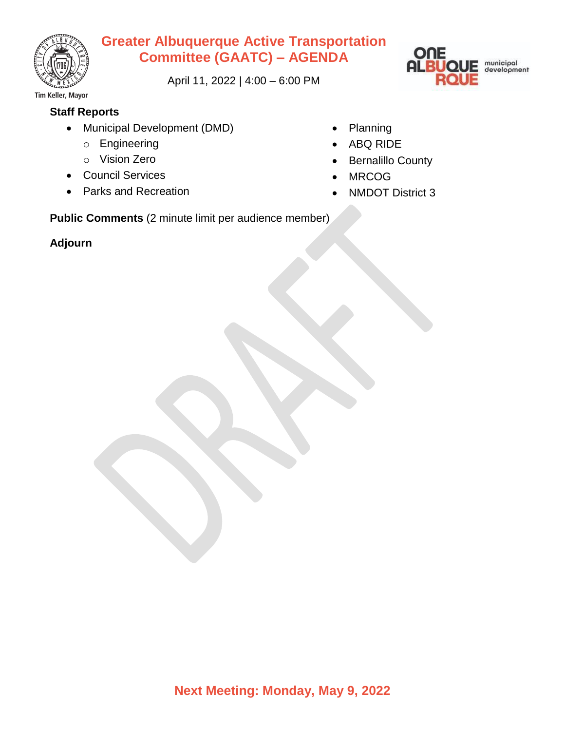Tim Keller, Mayor

# Greater Albuquerque Active Transportation Committee (GAATC) – AGENDA

April 11, 2022 | 4:00 – 6:00 PM

ONE ALBUQUERQUE municipal development

**Staff Reports**

- Municipal Development (DMD)
  - Engineering
  - Vision Zero
- Council Services
- Parks and Recreation
- Planning
- ABQ RIDE
- Bernalillo County
- MRCOG
- NMDOT District 3

**Public Comments** (2 minute limit per audience member)

**Adjourn**

DRAFT

**Next Meeting: Monday, May 9, 2022**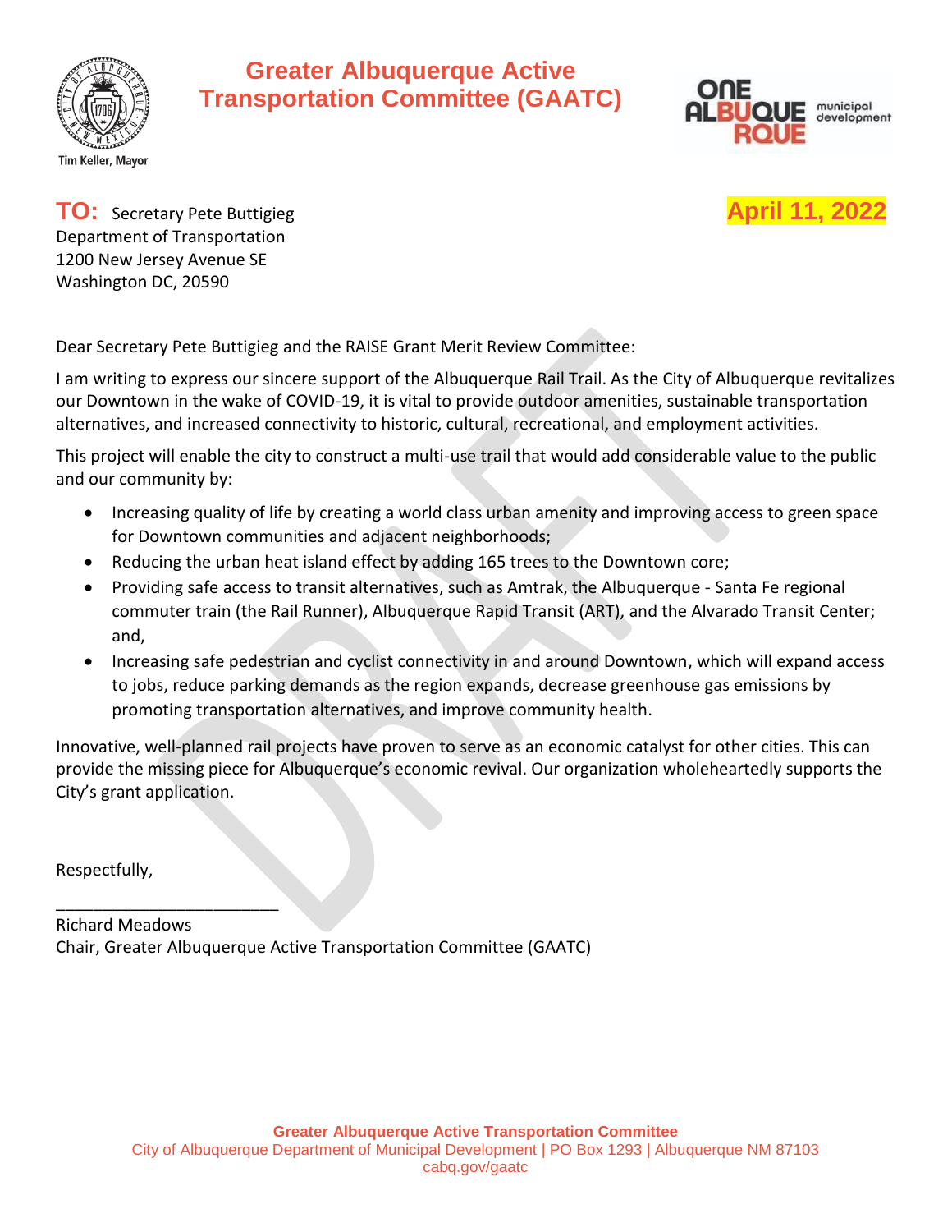Tim Keller, Mayor

# Greater Albuquerque Active Transportation Committee (GAATC)

ONE ALBUQUERQUE municipal development

**TO:** Secretary Pete Buttigieg
Department of Transportation
1200 New Jersey Avenue SE
Washington DC, 20590

**April 11, 2022**

Dear Secretary Pete Buttigieg and the RAISE Grant Merit Review Committee:

I am writing to express our sincere support of the Albuquerque Rail Trail. As the City of Albuquerque revitalizes our Downtown in the wake of COVID-19, it is vital to provide outdoor amenities, sustainable transportation alternatives, and increased connectivity to historic, cultural, recreational, and employment activities.

This project will enable the city to construct a multi-use trail that would add considerable value to the public and our community by:

- Increasing quality of life by creating a world class urban amenity and improving access to green space for Downtown communities and adjacent neighborhoods;
- Reducing the urban heat island effect by adding 165 trees to the Downtown core;
- Providing safe access to transit alternatives, such as Amtrak, the Albuquerque - Santa Fe regional commuter train (the Rail Runner), Albuquerque Rapid Transit (ART), and the Alvarado Transit Center; and,
- Increasing safe pedestrian and cyclist connectivity in and around Downtown, which will expand access to jobs, reduce parking demands as the region expands, decrease greenhouse gas emissions by promoting transportation alternatives, and improve community health.

Innovative, well-planned rail projects have proven to serve as an economic catalyst for other cities. This can provide the missing piece for Albuquerque's economic revival. Our organization wholeheartedly supports the City's grant application.

Respectfully,

________________________
Richard Meadows
Chair, Greater Albuquerque Active Transportation Committee (GAATC)

DRAFT

**Greater Albuquerque Active Transportation Committee**
City of Albuquerque Department of Municipal Development | PO Box 1293 | Albuquerque NM 87103
cabq.gov/gaatc